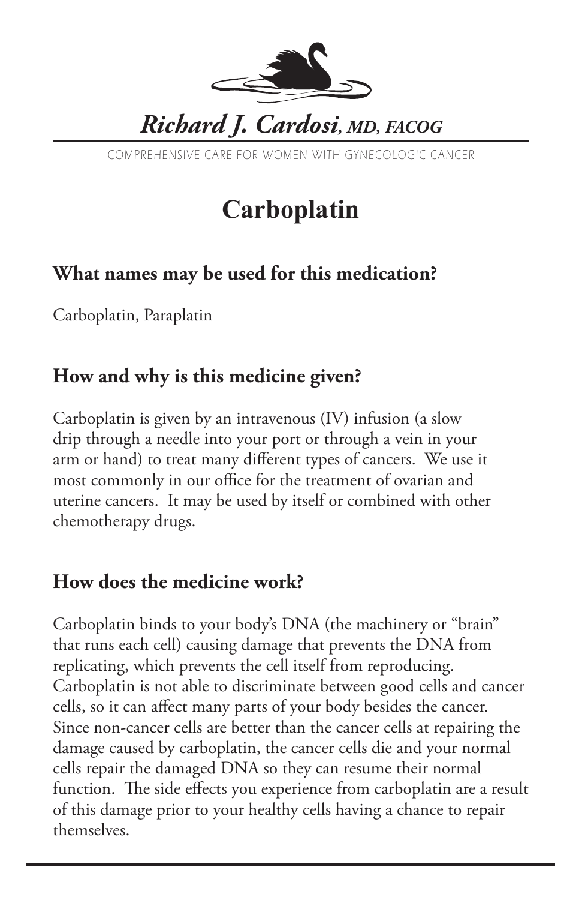*Richard J. Cardosi, MD, FACOG*

COMPREHENSIVE CARE FOR WOMEN WITH GYNECOLOGIC CANCER

# Carboplatin

## What names may be used for this medication?

Carboplatin, Paraplatin

## How and why is this medicine given?

Carboplatin is given by an intravenous (IV) infusion (a slow drip through a needle into your port or through a vein in your arm or hand) to treat many different types of cancers. We use it most commonly in our office for the treatment of ovarian and uterine cancers. It may be used by itself or combined with other chemotherapy drugs.

## How does the medicine work?

Carboplatin binds to your body's DNA (the machinery or "brain" that runs each cell) causing damage that prevents the DNA from replicating, which prevents the cell itself from reproducing. Carboplatin is not able to discriminate between good cells and cancer cells, so it can affect many parts of your body besides the cancer. Since non-cancer cells are better than the cancer cells at repairing the damage caused by carboplatin, the cancer cells die and your normal cells repair the damaged DNA so they can resume their normal function. The side effects you experience from carboplatin are a result of this damage prior to your healthy cells having a chance to repair themselves.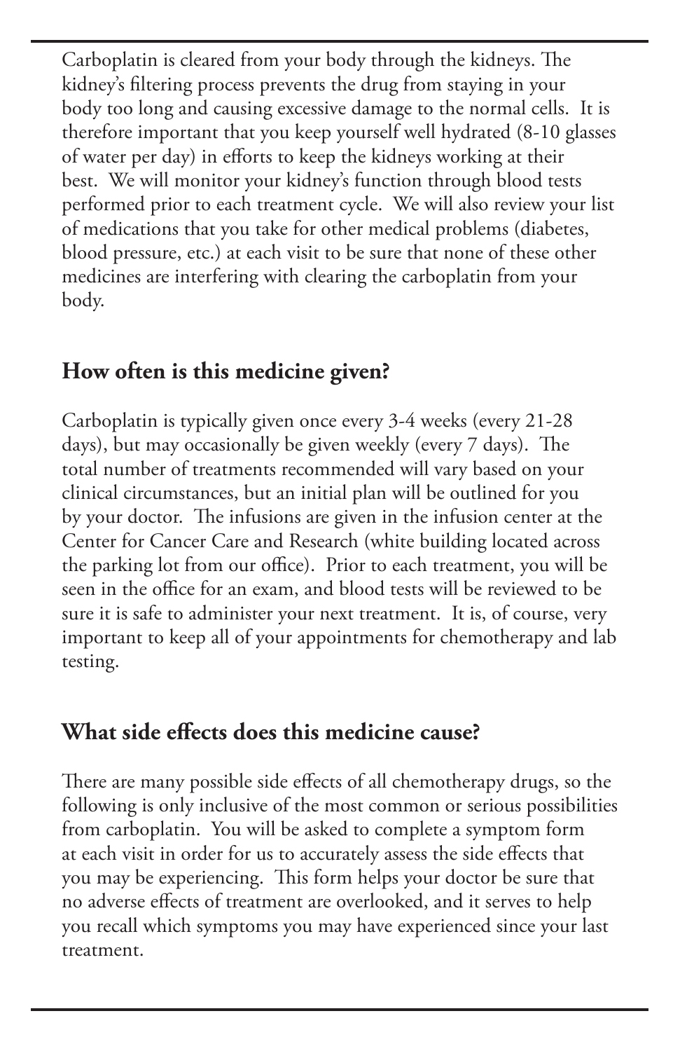Carboplatin is cleared from your body through the kidneys. The kidney's filtering process prevents the drug from staying in your body too long and causing excessive damage to the normal cells. It is therefore important that you keep yourself well hydrated (8-10 glasses of water per day) in efforts to keep the kidneys working at their best. We will monitor your kidney's function through blood tests performed prior to each treatment cycle. We will also review your list of medications that you take for other medical problems (diabetes, blood pressure, etc.) at each visit to be sure that none of these other medicines are interfering with clearing the carboplatin from your body.

## How often is this medicine given?

Carboplatin is typically given once every 3-4 weeks (every 21-28 days), but may occasionally be given weekly (every 7 days). The total number of treatments recommended will vary based on your clinical circumstances, but an initial plan will be outlined for you by your doctor. The infusions are given in the infusion center at the Center for Cancer Care and Research (white building located across the parking lot from our office). Prior to each treatment, you will be seen in the office for an exam, and blood tests will be reviewed to be sure it is safe to administer your next treatment. It is, of course, very important to keep all of your appointments for chemotherapy and lab testing.

## What side effects does this medicine cause?

There are many possible side effects of all chemotherapy drugs, so the following is only inclusive of the most common or serious possibilities from carboplatin. You will be asked to complete a symptom form at each visit in order for us to accurately assess the side effects that you may be experiencing. This form helps your doctor be sure that no adverse effects of treatment are overlooked, and it serves to help you recall which symptoms you may have experienced since your last treatment.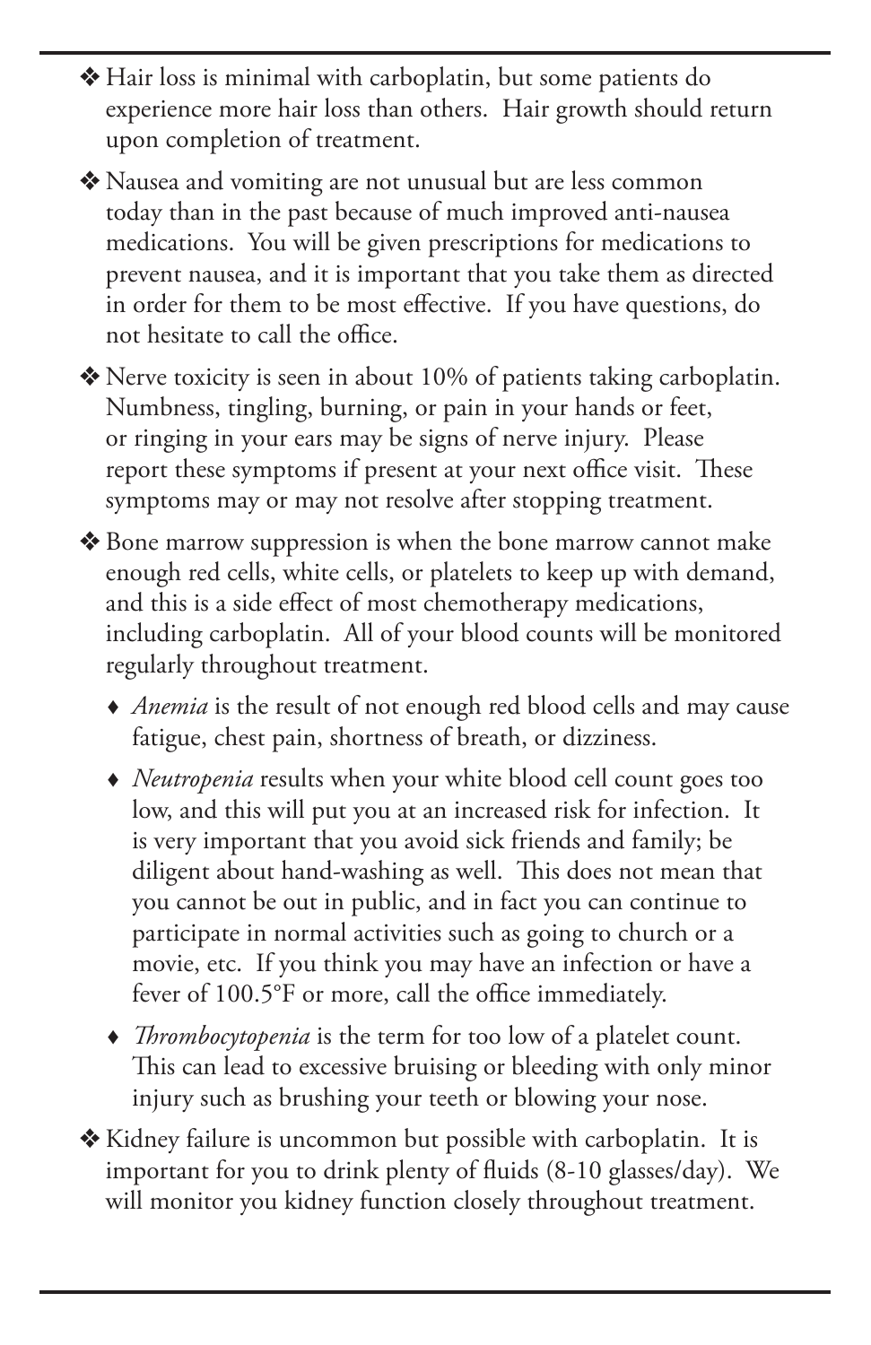- Hair loss is minimal with carboplatin, but some patients do experience more hair loss than others. Hair growth should return upon completion of treatment.
- Nausea and vomiting are not unusual but are less common today than in the past because of much improved anti-nausea medications. You will be given prescriptions for medications to prevent nausea, and it is important that you take them as directed in order for them to be most effective. If you have questions, do not hesitate to call the office.
- Nerve toxicity is seen in about 10% of patients taking carboplatin. Numbness, tingling, burning, or pain in your hands or feet, or ringing in your ears may be signs of nerve injury. Please report these symptoms if present at your next office visit. These symptoms may or may not resolve after stopping treatment.
- Bone marrow suppression is when the bone marrow cannot make enough red cells, white cells, or platelets to keep up with demand, and this is a side effect of most chemotherapy medications, including carboplatin. All of your blood counts will be monitored regularly throughout treatment.
    - *Anemia* is the result of not enough red blood cells and may cause fatigue, chest pain, shortness of breath, or dizziness.
    - *Neutropenia* results when your white blood cell count goes too low, and this will put you at an increased risk for infection. It is very important that you avoid sick friends and family; be diligent about hand-washing as well. This does not mean that you cannot be out in public, and in fact you can continue to participate in normal activities such as going to church or a movie, etc. If you think you may have an infection or have a fever of 100.5°F or more, call the office immediately.
    - *Thrombocytopenia* is the term for too low of a platelet count. This can lead to excessive bruising or bleeding with only minor injury such as brushing your teeth or blowing your nose.
- Kidney failure is uncommon but possible with carboplatin. It is important for you to drink plenty of fluids (8-10 glasses/day). We will monitor you kidney function closely throughout treatment.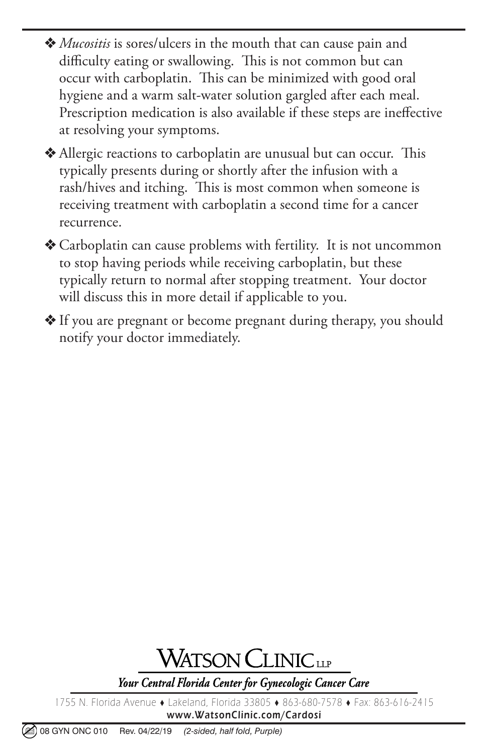- *Mucositis* is sores/ulcers in the mouth that can cause pain and difficulty eating or swallowing. This is not common but can occur with carboplatin. This can be minimized with good oral hygiene and a warm salt-water solution gargled after each meal. Prescription medication is also available if these steps are ineffective at resolving your symptoms.

- Allergic reactions to carboplatin are unusual but can occur. This typically presents during or shortly after the infusion with a rash/hives and itching. This is most common when someone is receiving treatment with carboplatin a second time for a cancer recurrence.

- Carboplatin can cause problems with fertility. It is not uncommon to stop having periods while receiving carboplatin, but these typically return to normal after stopping treatment. Your doctor will discuss this in more detail if applicable to you.

- If you are pregnant or become pregnant during therapy, you should notify your doctor immediately.

WATSON CLINIC LLP

*Your Central Florida Center for Gynecologic Cancer Care*

1755 N. Florida Avenue ♦ Lakeland, Florida 33805 ♦ 863-680-7578 ♦ Fax: 863-616-2415

**www.WatsonClinic.com/Cardosi**

08 GYN ONC 010 Rev. 04/22/19 *(2-sided, half fold, Purple)*